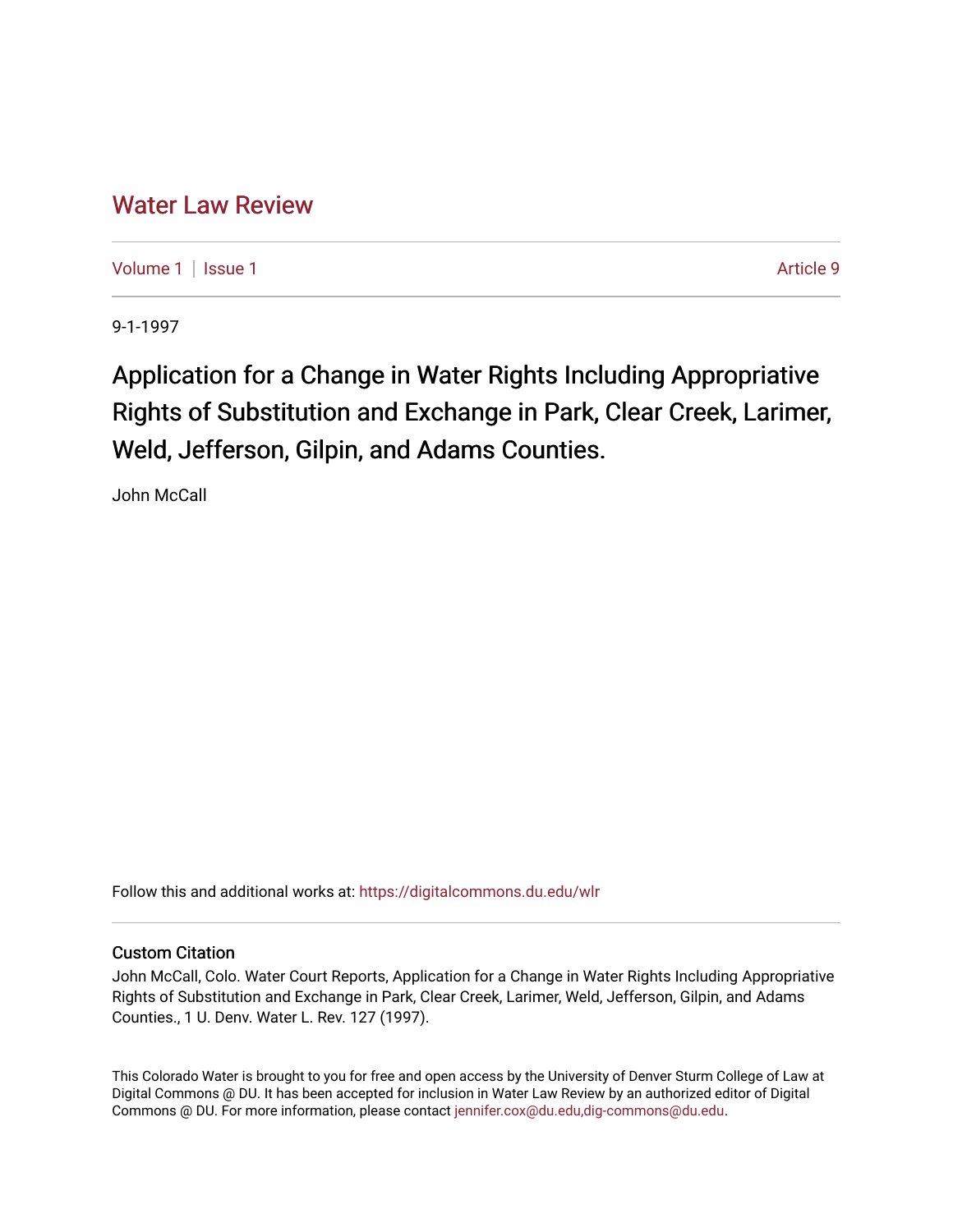# Water Law Review

Volume 1 | Issue 1 Article 9

9-1-1997

## Application for a Change in Water Rights Including Appropriative Rights of Substitution and Exchange in Park, Clear Creek, Larimer, Weld, Jefferson, Gilpin, and Adams Counties.

John McCall

Follow this and additional works at: https://digitalcommons.du.edu/wlr

### Custom Citation

John McCall, Colo. Water Court Reports, Application for a Change in Water Rights Including Appropriative Rights of Substitution and Exchange in Park, Clear Creek, Larimer, Weld, Jefferson, Gilpin, and Adams Counties., 1 U. Denv. Water L. Rev. 127 (1997).

This Colorado Water is brought to you for free and open access by the University of Denver Sturm College of Law at Digital Commons @ DU. It has been accepted for inclusion in Water Law Review by an authorized editor of Digital Commons @ DU. For more information, please contact jennifer.cox@du.edu,dig-commons@du.edu.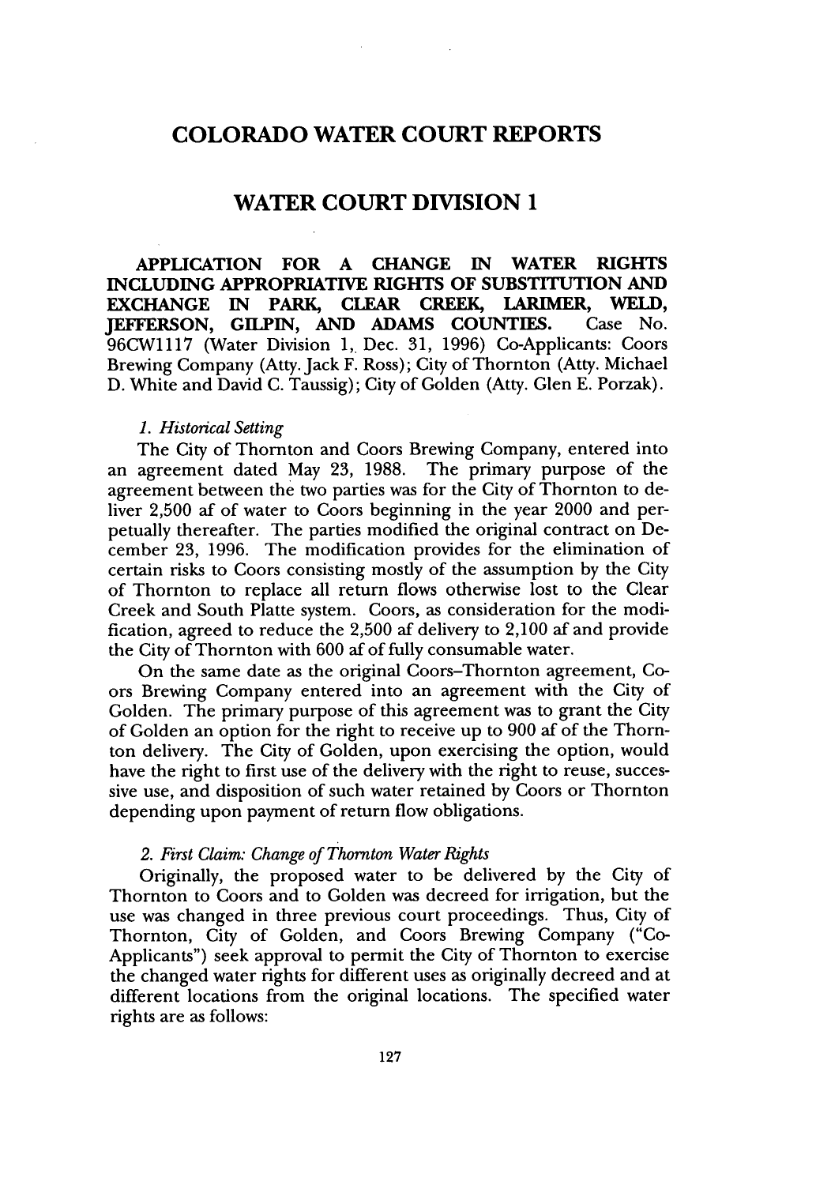# COLORADO WATER COURT REPORTS

## WATER COURT DIVISION 1

**APPLICATION FOR A CHANGE IN WATER RIGHTS INCLUDING APPROPRIATIVE RIGHTS OF SUBSTITUTION AND EXCHANGE IN PARK, CLEAR CREEK, LARIMER, WELD, JEFFERSON, GILPIN, AND ADAMS COUNTIES.** Case No. 96CW1117 (Water Division 1, Dec. 31, 1996) Co-Applicants: Coors Brewing Company (Atty. Jack F. Ross); City of Thornton (Atty. Michael D. White and David C. Taussig); City of Golden (Atty. Glen E. Porzak).

*1. Historical Setting*

The City of Thornton and Coors Brewing Company, entered into an agreement dated May 23, 1988. The primary purpose of the agreement between the two parties was for the City of Thornton to deliver 2,500 af of water to Coors beginning in the year 2000 and perpetually thereafter. The parties modified the original contract on December 23, 1996. The modification provides for the elimination of certain risks to Coors consisting mostly of the assumption by the City of Thornton to replace all return flows otherwise lost to the Clear Creek and South Platte system. Coors, as consideration for the modification, agreed to reduce the 2,500 af delivery to 2,100 af and provide the City of Thornton with 600 af of fully consumable water.

On the same date as the original Coors–Thornton agreement, Coors Brewing Company entered into an agreement with the City of Golden. The primary purpose of this agreement was to grant the City of Golden an option for the right to receive up to 900 af of the Thornton delivery. The City of Golden, upon exercising the option, would have the right to first use of the delivery with the right to reuse, successive use, and disposition of such water retained by Coors or Thornton depending upon payment of return flow obligations.

*2. First Claim: Change of Thornton Water Rights*

Originally, the proposed water to be delivered by the City of Thornton to Coors and to Golden was decreed for irrigation, but the use was changed in three previous court proceedings. Thus, City of Thornton, City of Golden, and Coors Brewing Company ("Co-Applicants") seek approval to permit the City of Thornton to exercise the changed water rights for different uses as originally decreed and at different locations from the original locations. The specified water rights are as follows: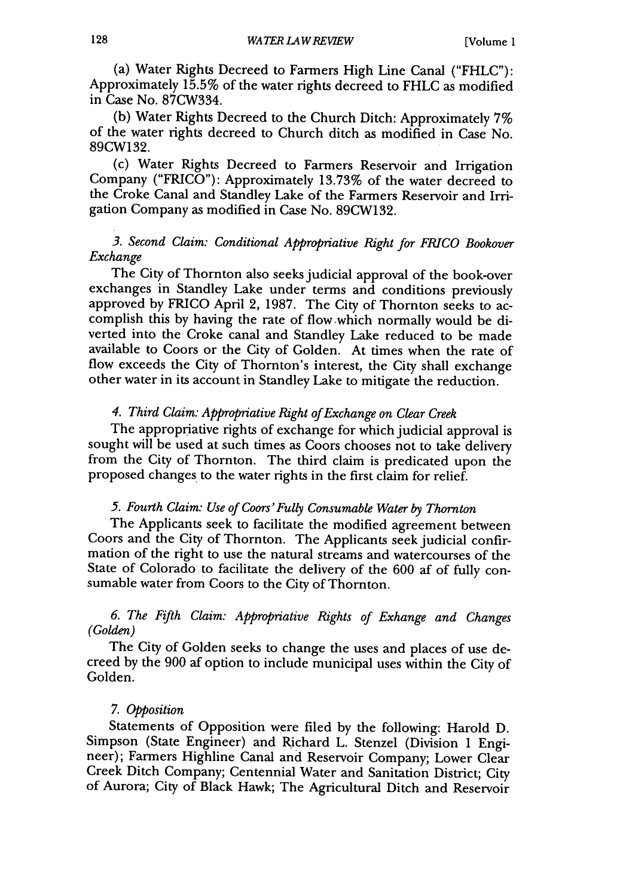(a) Water Rights Decreed to Farmers High Line Canal ("FHLC"): Approximately 15.5% of the water rights decreed to FHLC as modified in Case No. 87CW334.

(b) Water Rights Decreed to the Church Ditch: Approximately 7% of the water rights decreed to Church ditch as modified in Case No. 89CW132.

(c) Water Rights Decreed to Farmers Reservoir and Irrigation Company ("FRICO"): Approximately 13.73% of the water decreed to the Croke Canal and Standley Lake of the Farmers Reservoir and Irrigation Company as modified in Case No. 89CW132.

*3. Second Claim: Conditional Appropriative Right for FRICO Bookover Exchange*

The City of Thornton also seeks judicial approval of the book-over exchanges in Standley Lake under terms and conditions previously approved by FRICO April 2, 1987. The City of Thornton seeks to accomplish this by having the rate of flow which normally would be diverted into the Croke canal and Standley Lake reduced to be made available to Coors or the City of Golden. At times when the rate of flow exceeds the City of Thornton's interest, the City shall exchange other water in its account in Standley Lake to mitigate the reduction.

*4. Third Claim: Appropriative Right of Exchange on Clear Creek*

The appropriative rights of exchange for which judicial approval is sought will be used at such times as Coors chooses not to take delivery from the City of Thornton. The third claim is predicated upon the proposed changes to the water rights in the first claim for relief.

*5. Fourth Claim: Use of Coors' Fully Consumable Water by Thornton*

The Applicants seek to facilitate the modified agreement between Coors and the City of Thornton. The Applicants seek judicial confirmation of the right to use the natural streams and watercourses of the State of Colorado to facilitate the delivery of the 600 af of fully consumable water from Coors to the City of Thornton.

*6. The Fifth Claim: Appropriative Rights of Exhange and Changes (Golden)*

The City of Golden seeks to change the uses and places of use decreed by the 900 af option to include municipal uses within the City of Golden.

*7. Opposition*

Statements of Opposition were filed by the following: Harold D. Simpson (State Engineer) and Richard L. Stenzel (Division 1 Engineer); Farmers Highline Canal and Reservoir Company; Lower Clear Creek Ditch Company; Centennial Water and Sanitation District; City of Aurora; City of Black Hawk; The Agricultural Ditch and Reservoir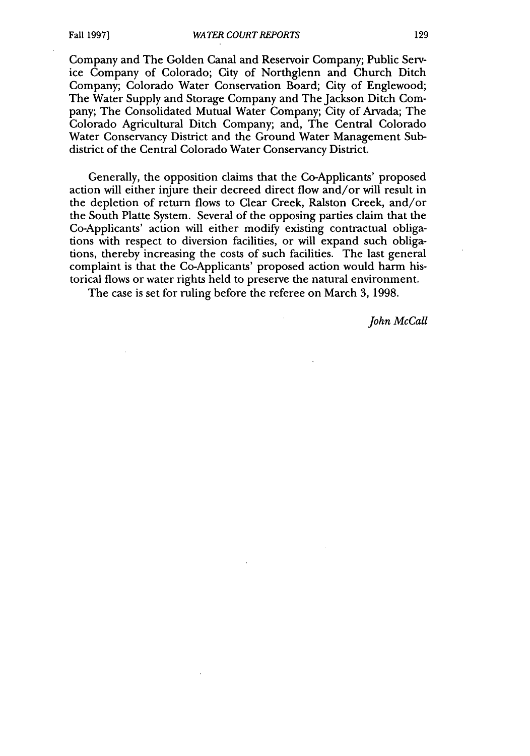Company and The Golden Canal and Reservoir Company; Public Service Company of Colorado; City of Northglenn and Church Ditch Company; Colorado Water Conservation Board; City of Englewood; The Water Supply and Storage Company and The Jackson Ditch Company; The Consolidated Mutual Water Company; City of Arvada; The Colorado Agricultural Ditch Company; and, The Central Colorado Water Conservancy District and the Ground Water Management Subdistrict of the Central Colorado Water Conservancy District.

Generally, the opposition claims that the Co-Applicants' proposed action will either injure their decreed direct flow and/or will result in the depletion of return flows to Clear Creek, Ralston Creek, and/or the South Platte System. Several of the opposing parties claim that the Co-Applicants' action will either modify existing contractual obligations with respect to diversion facilities, or will expand such obligations, thereby increasing the costs of such facilities. The last general complaint is that the Co-Applicants' proposed action would harm historical flows or water rights held to preserve the natural environment.

The case is set for ruling before the referee on March 3, 1998.

*John McCall*